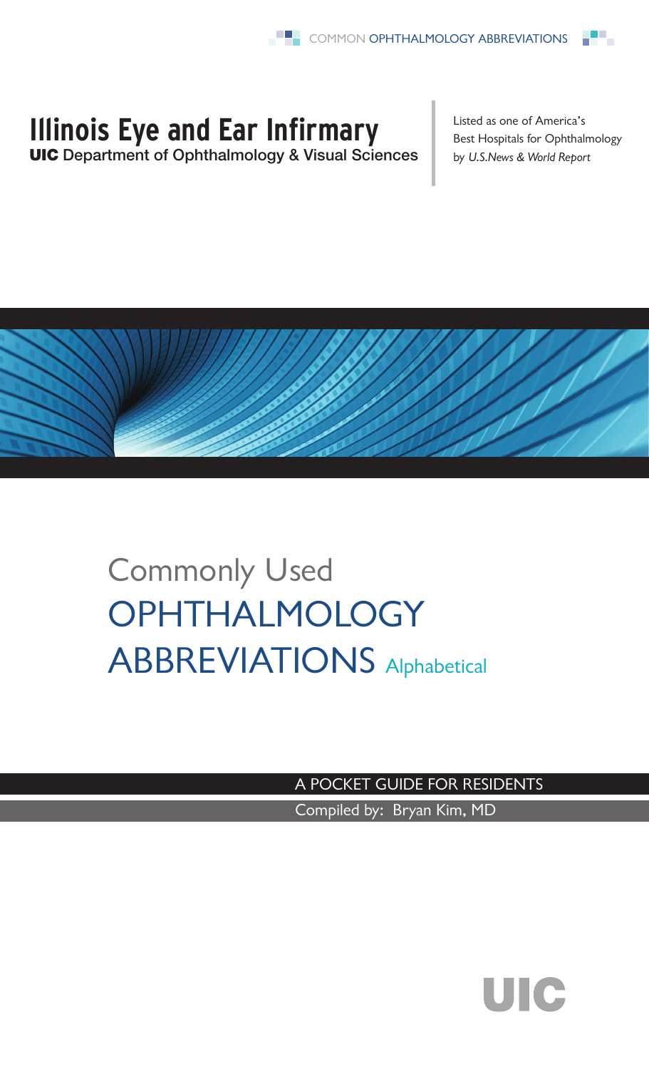# Illinois Eye and Ear Infirmary

**UIC** Department of Ophthalmology & Visual Sciences

Listed as one of America's Best Hospitals for Ophthalmology by *U.S.News & World Report*

# Commonly Used OPHTHALMOLOGY ABBREVIATIONS Alphabetical

A POCKET GUIDE FOR RESIDENTS

Compiled by: Bryan Kim, MD

UIC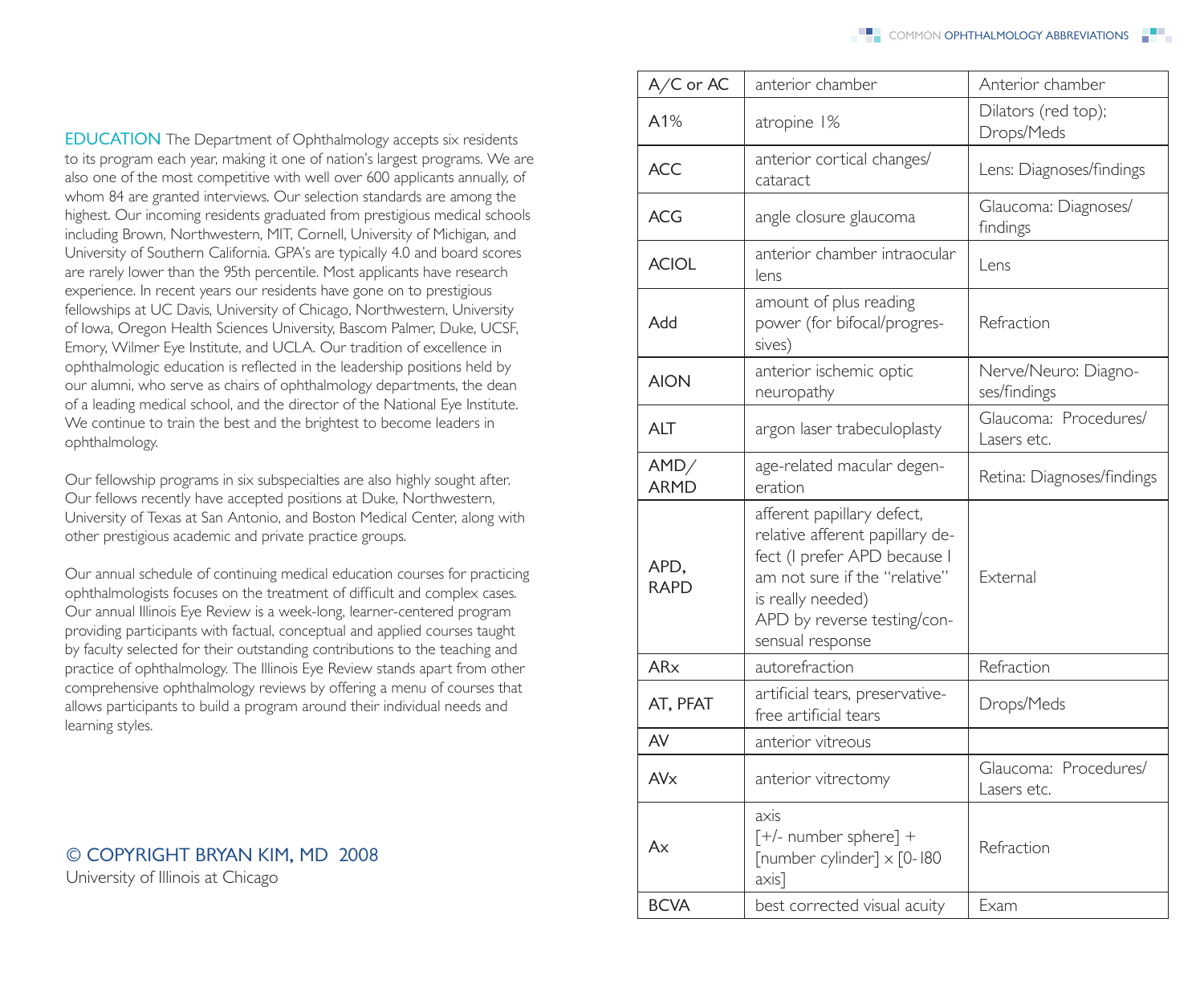**EDUCATION** The Department of Ophthalmology accepts six residents to its program each year, making it one of nation's largest programs. We are also one of the most competitive with well over 600 applicants annually, of whom 84 are granted interviews. Our selection standards are among the highest. Our incoming residents graduated from prestigious medical schools including Brown, Northwestern, MIT, Cornell, University of Michigan, and University of Southern California. GPA's are typically 4.0 and board scores are rarely lower than the 95th percentile. Most applicants have research experience. In recent years our residents have gone on to prestigious fellowships at UC Davis, University of Chicago, Northwestern, University of Iowa, Oregon Health Sciences University, Bascom Palmer, Duke, UCSF, Emory, Wilmer Eye Institute, and UCLA. Our tradition of excellence in ophthalmologic education is reflected in the leadership positions held by our alumni, who serve as chairs of ophthalmology departments, the dean of a leading medical school, and the director of the National Eye Institute. We continue to train the best and the brightest to become leaders in ophthalmology.

Our fellowship programs in six subspecialties are also highly sought after. Our fellows recently have accepted positions at Duke, Northwestern, University of Texas at San Antonio, and Boston Medical Center, along with other prestigious academic and private practice groups.

Our annual schedule of continuing medical education courses for practicing ophthalmologists focuses on the treatment of difficult and complex cases. Our annual Illinois Eye Review is a week-long, learner-centered program providing participants with factual, conceptual and applied courses taught by faculty selected for their outstanding contributions to the teaching and practice of ophthalmology. The Illinois Eye Review stands apart from other comprehensive ophthalmology reviews by offering a menu of courses that allows participants to build a program around their individual needs and learning styles.

© COPYRIGHT BRYAN KIM, MD 2008
University of Illinois at Chicago

| | | |
|---|---|---|
| A/C or AC | anterior chamber | Anterior chamber |
| A1% | atropine 1% | Dilators (red top); Drops/Meds |
| ACC | anterior cortical changes/ cataract | Lens: Diagnoses/findings |
| ACG | angle closure glaucoma | Glaucoma: Diagnoses/ findings |
| ACIOL | anterior chamber intraocular lens | Lens |
| Add | amount of plus reading power (for bifocal/progressives) | Refraction |
| AION | anterior ischemic optic neuropathy | Nerve/Neuro: Diagnoses/findings |
| ALT | argon laser trabeculoplasty | Glaucoma: Procedures/ Lasers etc. |
| AMD/ ARMD | age-related macular degeneration | Retina: Diagnoses/findings |
| APD, RAPD | afferent papillary defect, relative afferent papillary defect (I prefer APD because I am not sure if the "relative" is really needed) APD by reverse testing/consensual response | External |
| ARx | autorefraction | Refraction |
| AT, PFAT | artificial tears, preservative-free artificial tears | Drops/Meds |
| AV | anterior vitreous | |
| AVx | anterior vitrectomy | Glaucoma: Procedures/ Lasers etc. |
| Ax | axis [+/- number sphere] + [number cylinder] x [0-180 axis] | Refraction |
| BCVA | best corrected visual acuity | Exam |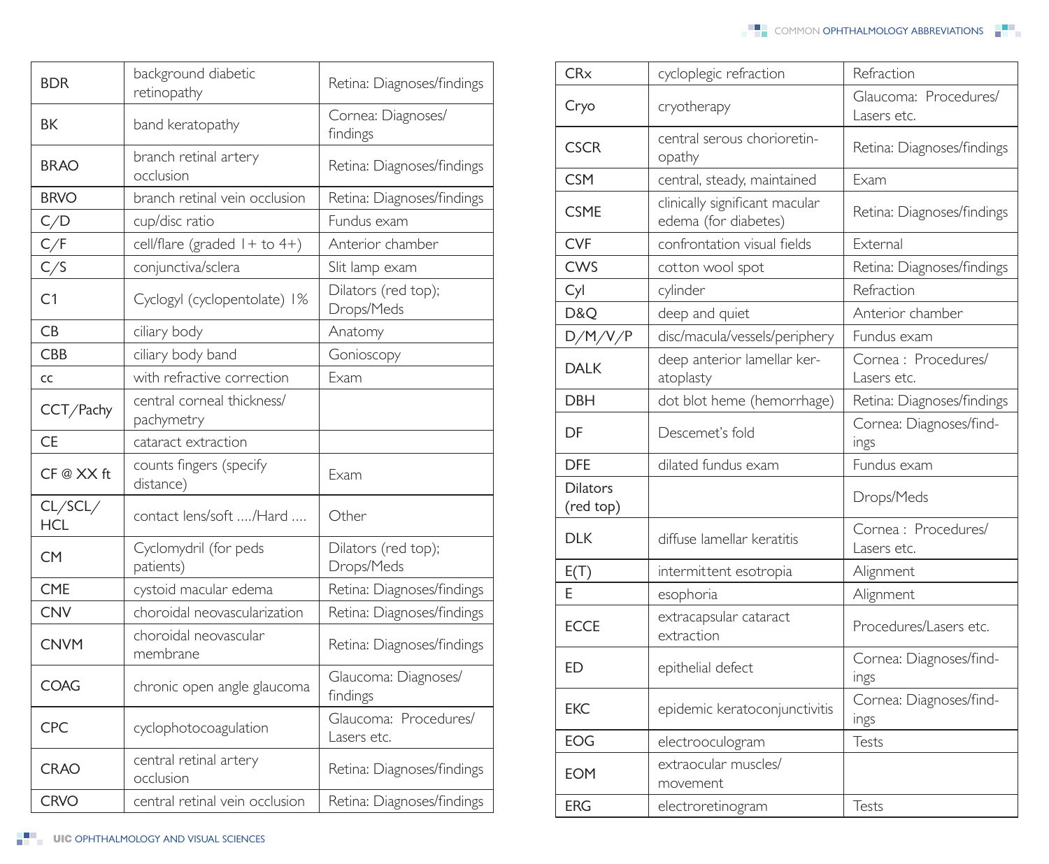| | | |
|---|---|---|
| BDR | background diabetic retinopathy | Retina: Diagnoses/findings |
| BK | band keratopathy | Cornea: Diagnoses/findings |
| BRAO | branch retinal artery occlusion | Retina: Diagnoses/findings |
| BRVO | branch retinal vein occlusion | Retina: Diagnoses/findings |
| C/D | cup/disc ratio | Fundus exam |
| C/F | cell/flare (graded 1+ to 4+) | Anterior chamber |
| C/S | conjunctiva/sclera | Slit lamp exam |
| C1 | Cyclogyl (cyclopentolate) 1% | Dilators (red top); Drops/Meds |
| CB | ciliary body | Anatomy |
| CBB | ciliary body band | Gonioscopy |
| cc | with refractive correction | Exam |
| CCT/Pachy | central corneal thickness/ pachymetry | |
| CE | cataract extraction | |
| CF @ XX ft | counts fingers (specify distance) | Exam |
| CL/SCL/ HCL | contact lens/soft ..../Hard .... | Other |
| CM | Cyclomydril (for peds patients) | Dilators (red top); Drops/Meds |
| CME | cystoid macular edema | Retina: Diagnoses/findings |
| CNV | choroidal neovascularization | Retina: Diagnoses/findings |
| CNVM | choroidal neovascular membrane | Retina: Diagnoses/findings |
| COAG | chronic open angle glaucoma | Glaucoma: Diagnoses/ findings |
| CPC | cyclophotocoagulation | Glaucoma: Procedures/ Lasers etc. |
| CRAO | central retinal artery occlusion | Retina: Diagnoses/findings |
| CRVO | central retinal vein occlusion | Retina: Diagnoses/findings |
| CRx | cycloplegic refraction | Refraction |
| Cryo | cryotherapy | Glaucoma: Procedures/ Lasers etc. |
| CSCR | central serous chorioretinopathy | Retina: Diagnoses/findings |
| CSM | central, steady, maintained | Exam |
| CSME | clinically significant macular edema (for diabetes) | Retina: Diagnoses/findings |
| CVF | confrontation visual fields | External |
| CWS | cotton wool spot | Retina: Diagnoses/findings |
| Cyl | cylinder | Refraction |
| D&Q | deep and quiet | Anterior chamber |
| D/M/V/P | disc/macula/vessels/periphery | Fundus exam |
| DALK | deep anterior lamellar keratoplasty | Cornea : Procedures/ Lasers etc. |
| DBH | dot blot heme (hemorrhage) | Retina: Diagnoses/findings |
| DF | Descemet's fold | Cornea: Diagnoses/findings |
| DFE | dilated fundus exam | Fundus exam |
| Dilators (red top) | | Drops/Meds |
| DLK | diffuse lamellar keratitis | Cornea : Procedures/ Lasers etc. |
| E(T) | intermittent esotropia | Alignment |
| E | esophoria | Alignment |
| ECCE | extracapsular cataract extraction | Procedures/Lasers etc. |
| ED | epithelial defect | Cornea: Diagnoses/findings |
| EKC | epidemic keratoconjunctivitis | Cornea: Diagnoses/findings |
| EOG | electrooculogram | Tests |
| EOM | extraocular muscles/ movement | |
| ERG | electroretinogram | Tests |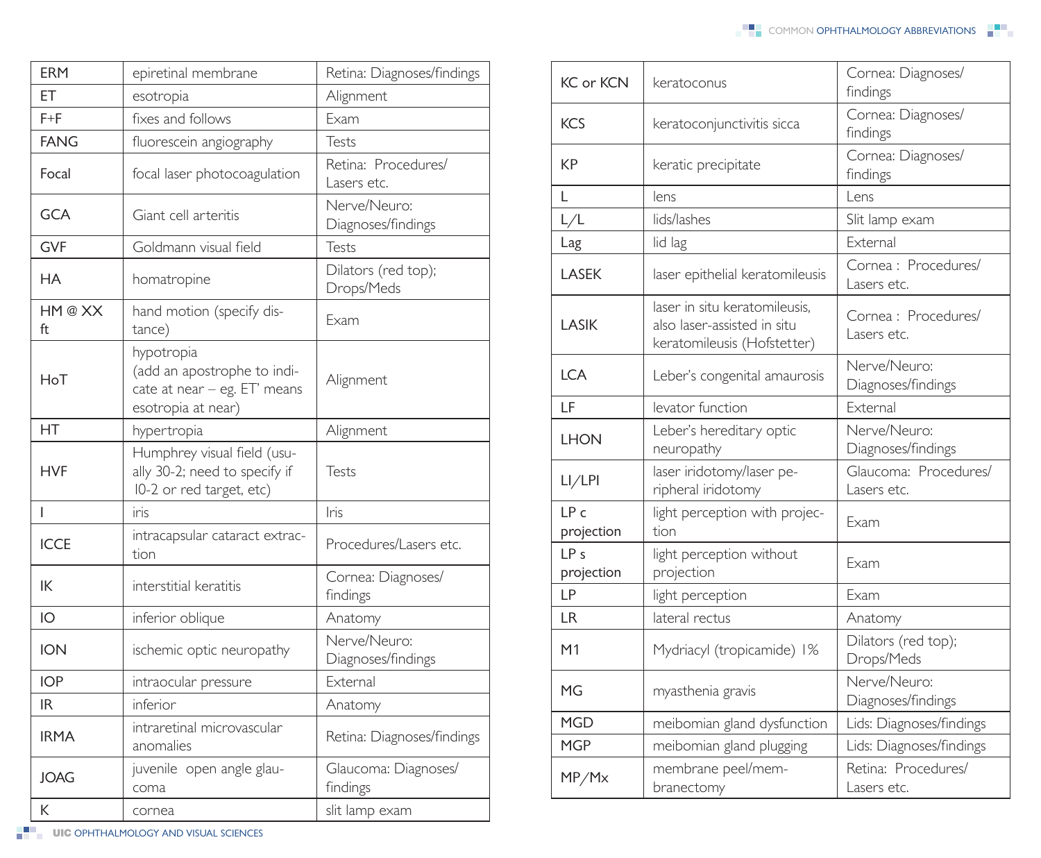| ERM | epiretinal membrane | Retina: Diagnoses/findings |
|---|---|---|
| ET | esotropia | Alignment |
| F+F | fixes and follows | Exam |
| FANG | fluorescein angiography | Tests |
| Focal | focal laser photocoagulation | Retina: Procedures/ Lasers etc. |
| GCA | Giant cell arteritis | Nerve/Neuro: Diagnoses/findings |
| GVF | Goldmann visual field | Tests |
| HA | homatropine | Dilators (red top); Drops/Meds |
| HM @ XX ft | hand motion (specify distance) | Exam |
| HoT | hypotropia (add an apostrophe to indicate at near – eg. ET' means esotropia at near) | Alignment |
| HT | hypertropia | Alignment |
| HVF | Humphrey visual field (usually 30-2; need to specify if 10-2 or red target, etc) | Tests |
| I | iris | Iris |
| ICCE | intracapsular cataract extraction | Procedures/Lasers etc. |
| IK | interstitial keratitis | Cornea: Diagnoses/ findings |
| IO | inferior oblique | Anatomy |
| ION | ischemic optic neuropathy | Nerve/Neuro: Diagnoses/findings |
| IOP | intraocular pressure | External |
| IR | inferior | Anatomy |
| IRMA | intraretinal microvascular anomalies | Retina: Diagnoses/findings |
| JOAG | juvenile open angle glaucoma | Glaucoma: Diagnoses/ findings |
| K | cornea | slit lamp exam |

| KC or KCN | keratoconus | Cornea: Diagnoses/ findings |
|---|---|---|
| KCS | keratoconjunctivitis sicca | Cornea: Diagnoses/ findings |
| KP | keratic precipitate | Cornea: Diagnoses/ findings |
| L | lens | Lens |
| L/L | lids/lashes | Slit lamp exam |
| Lag | lid lag | External |
| LASEK | laser epithelial keratomileusis | Cornea : Procedures/ Lasers etc. |
| LASIK | laser in situ keratomileusis, also laser-assisted in situ keratomileusis (Hofstetter) | Cornea : Procedures/ Lasers etc. |
| LCA | Leber's congenital amaurosis | Nerve/Neuro: Diagnoses/findings |
| LF | levator function | External |
| LHON | Leber's hereditary optic neuropathy | Nerve/Neuro: Diagnoses/findings |
| LI/LPI | laser iridotomy/laser peripheral iridotomy | Glaucoma: Procedures/ Lasers etc. |
| LP c projection | light perception with projection | Exam |
| LP s projection | light perception without projection | Exam |
| LP | light perception | Exam |
| LR | lateral rectus | Anatomy |
| M1 | Mydriacyl (tropicamide) 1% | Dilators (red top); Drops/Meds |
| MG | myasthenia gravis | Nerve/Neuro: Diagnoses/findings |
| MGD | meibomian gland dysfunction | Lids: Diagnoses/findings |
| MGP | meibomian gland plugging | Lids: Diagnoses/findings |
| MP/Mx | membrane peel/membranectomy | Retina: Procedures/ Lasers etc. |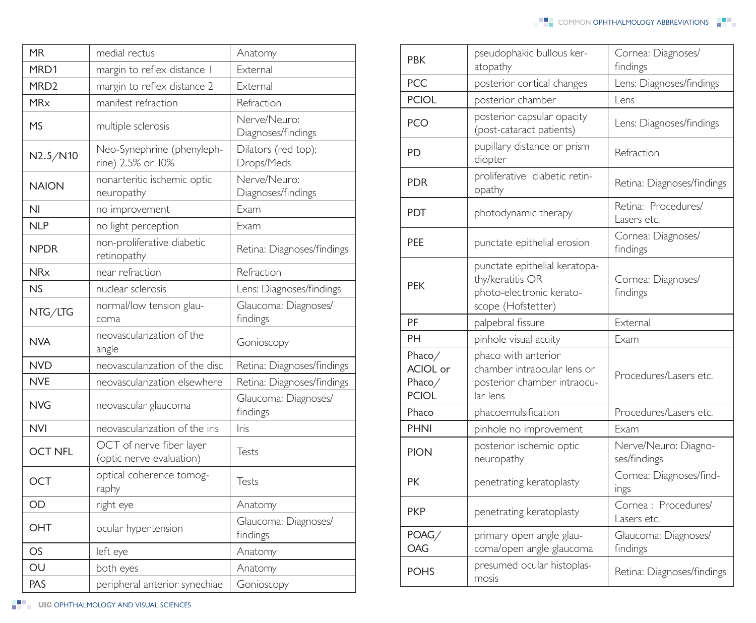| MR | medial rectus | Anatomy |
|---|---|---|
| MRD1 | margin to reflex distance 1 | External |
| MRD2 | margin to reflex distance 2 | External |
| MRx | manifest refraction | Refraction |
| MS | multiple sclerosis | Nerve/Neuro: Diagnoses/findings |
| N2.5/N10 | Neo-Synephrine (phenylephrine) 2.5% or 10% | Dilators (red top); Drops/Meds |
| NAION | nonarteritic ischemic optic neuropathy | Nerve/Neuro: Diagnoses/findings |
| NI | no improvement | Exam |
| NLP | no light perception | Exam |
| NPDR | non-proliferative diabetic retinopathy | Retina: Diagnoses/findings |
| NRx | near refraction | Refraction |
| NS | nuclear sclerosis | Lens: Diagnoses/findings |
| NTG/LTG | normal/low tension glaucoma | Glaucoma: Diagnoses/findings |
| NVA | neovascularization of the angle | Gonioscopy |
| NVD | neovascularization of the disc | Retina: Diagnoses/findings |
| NVE | neovascularization elsewhere | Retina: Diagnoses/findings |
| NVG | neovascular glaucoma | Glaucoma: Diagnoses/findings |
| NVI | neovascularization of the iris | Iris |
| OCT NFL | OCT of nerve fiber layer (optic nerve evaluation) | Tests |
| OCT | optical coherence tomography | Tests |
| OD | right eye | Anatomy |
| OHT | ocular hypertension | Glaucoma: Diagnoses/findings |
| OS | left eye | Anatomy |
| OU | both eyes | Anatomy |
| PAS | peripheral anterior synechiae | Gonioscopy |
| PBK | pseudophakic bullous keratopathy | Cornea: Diagnoses/findings |
| PCC | posterior cortical changes | Lens: Diagnoses/findings |
| PCIOL | posterior chamber | Lens |
| PCO | posterior capsular opacity (post-cataract patients) | Lens: Diagnoses/findings |
| PD | pupillary distance or prism diopter | Refraction |
| PDR | proliferative diabetic retinopathy | Retina: Diagnoses/findings |
| PDT | photodynamic therapy | Retina: Procedures/Lasers etc. |
| PEE | punctate epithelial erosion | Cornea: Diagnoses/findings |
| PEK | punctate epithelial keratopathy/keratitis OR photo-electronic keratoscope (Hofstetter) | Cornea: Diagnoses/findings |
| PF | palpebral fissure | External |
| PH | pinhole visual acuity | Exam |
| Phaco/ACIOL or Phaco/PCIOL | phaco with anterior chamber intraocular lens or posterior chamber intraocular lens | Procedures/Lasers etc. |
| Phaco | phacoemulsification | Procedures/Lasers etc. |
| PHNI | pinhole no improvement | Exam |
| PION | posterior ischemic optic neuropathy | Nerve/Neuro: Diagnoses/findings |
| PK | penetrating keratoplasty | Cornea: Diagnoses/findings |
| PKP | penetrating keratoplasty | Cornea : Procedures/Lasers etc. |
| POAG/OAG | primary open angle glaucoma/open angle glaucoma | Glaucoma: Diagnoses/findings |
| POHS | presumed ocular histoplasmosis | Retina: Diagnoses/findings |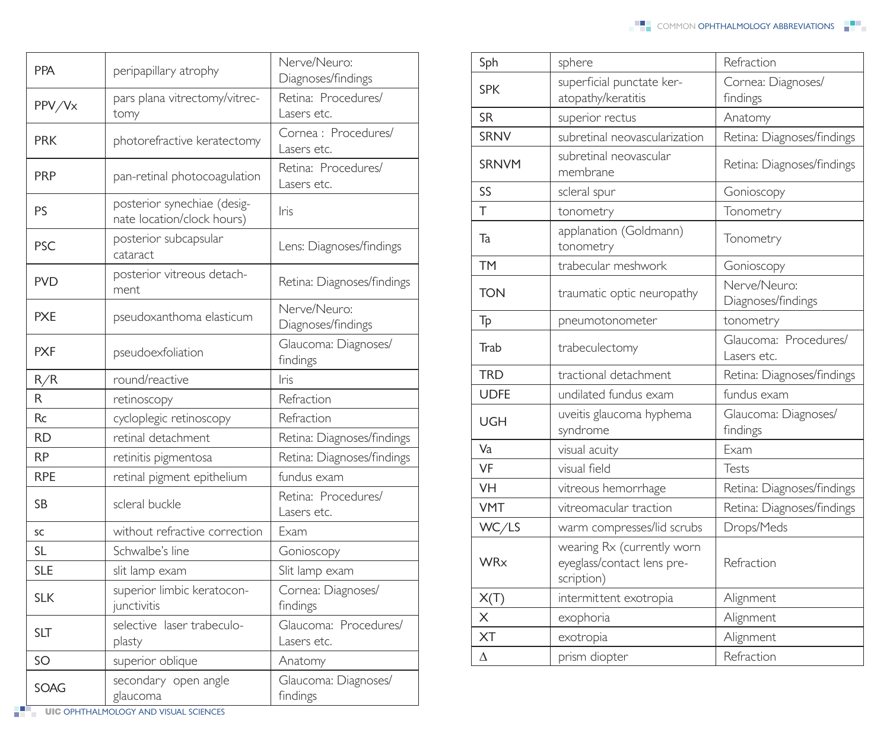| | | |
|---|---|---|
| PPA | peripapillary atrophy | Nerve/Neuro: Diagnoses/findings |
| PPV/Vx | pars plana vitrectomy/vitrectomy | Retina: Procedures/ Lasers etc. |
| PRK | photorefractive keratectomy | Cornea : Procedures/ Lasers etc. |
| PRP | pan-retinal photocoagulation | Retina: Procedures/ Lasers etc. |
| PS | posterior synechiae (designate location/clock hours) | Iris |
| PSC | posterior subcapsular cataract | Lens: Diagnoses/findings |
| PVD | posterior vitreous detachment | Retina: Diagnoses/findings |
| PXE | pseudoxanthoma elasticum | Nerve/Neuro: Diagnoses/findings |
| PXF | pseudoexfoliation | Glaucoma: Diagnoses/ findings |
| R/R | round/reactive | Iris |
| R | retinoscopy | Refraction |
| Rc | cycloplegic retinoscopy | Refraction |
| RD | retinal detachment | Retina: Diagnoses/findings |
| RP | retinitis pigmentosa | Retina: Diagnoses/findings |
| RPE | retinal pigment epithelium | fundus exam |
| SB | scleral buckle | Retina: Procedures/ Lasers etc. |
| sc | without refractive correction | Exam |
| SL | Schwalbe's line | Gonioscopy |
| SLE | slit lamp exam | Slit lamp exam |
| SLK | superior limbic keratoconjunctivitis | Cornea: Diagnoses/ findings |
| SLT | selective laser trabeculoplasty | Glaucoma: Procedures/ Lasers etc. |
| SO | superior oblique | Anatomy |
| SOAG | secondary open angle glaucoma | Glaucoma: Diagnoses/ findings |
| Sph | sphere | Refraction |
| SPK | superficial punctate keratopathy/keratitis | Cornea: Diagnoses/ findings |
| SR | superior rectus | Anatomy |
| SRNV | subretinal neovascularization | Retina: Diagnoses/findings |
| SRNVM | subretinal neovascular membrane | Retina: Diagnoses/findings |
| SS | scleral spur | Gonioscopy |
| T | tonometry | Tonometry |
| Ta | applanation (Goldmann) tonometry | Tonometry |
| TM | trabecular meshwork | Gonioscopy |
| TON | traumatic optic neuropathy | Nerve/Neuro: Diagnoses/findings |
| Tp | pneumotonometer | tonometry |
| Trab | trabeculectomy | Glaucoma: Procedures/ Lasers etc. |
| TRD | tractional detachment | Retina: Diagnoses/findings |
| UDFE | undilated fundus exam | fundus exam |
| UGH | uveitis glaucoma hyphema syndrome | Glaucoma: Diagnoses/ findings |
| Va | visual acuity | Exam |
| VF | visual field | Tests |
| VH | vitreous hemorrhage | Retina: Diagnoses/findings |
| VMT | vitreomacular traction | Retina: Diagnoses/findings |
| WC/LS | warm compresses/lid scrubs | Drops/Meds |
| WRx | wearing Rx (currently worn eyeglass/contact lens prescription) | Refraction |
| X(T) | intermittent exotropia | Alignment |
| X | exophoria | Alignment |
| XT | exotropia | Alignment |
| $\Delta$ | prism diopter | Refraction |